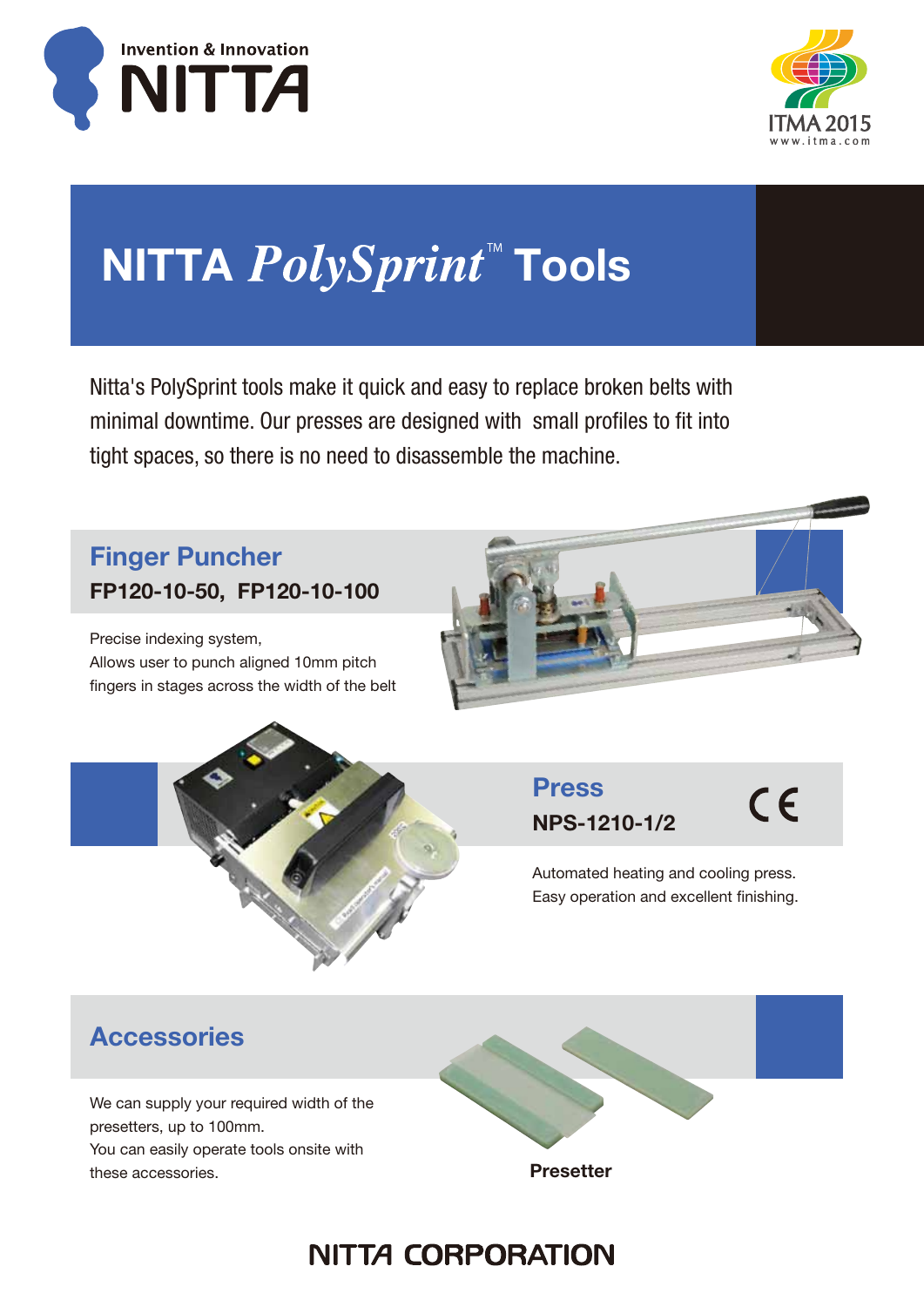Invention & Innovation

NITTA

ITMA 2015
www.itma.com

# NITTA *PolySprint*™ Tools

Nitta's PolySprint tools make it quick and easy to replace broken belts with minimal downtime. Our presses are designed with small profiles to fit into tight spaces, so there is no need to disassemble the machine.

## Finger Puncher

**FP120-10-50, FP120-10-100**

Precise indexing system,
Allows user to punch aligned 10mm pitch fingers in stages across the width of the belt

## Press

**NPS-1210-1/2**

CE

Automated heating and cooling press.
Easy operation and excellent finishing.

## Accessories

We can supply your required width of the presetters, up to 100mm.
You can easily operate tools onsite with these accessories.

**Presetter**

NITTA CORPORATION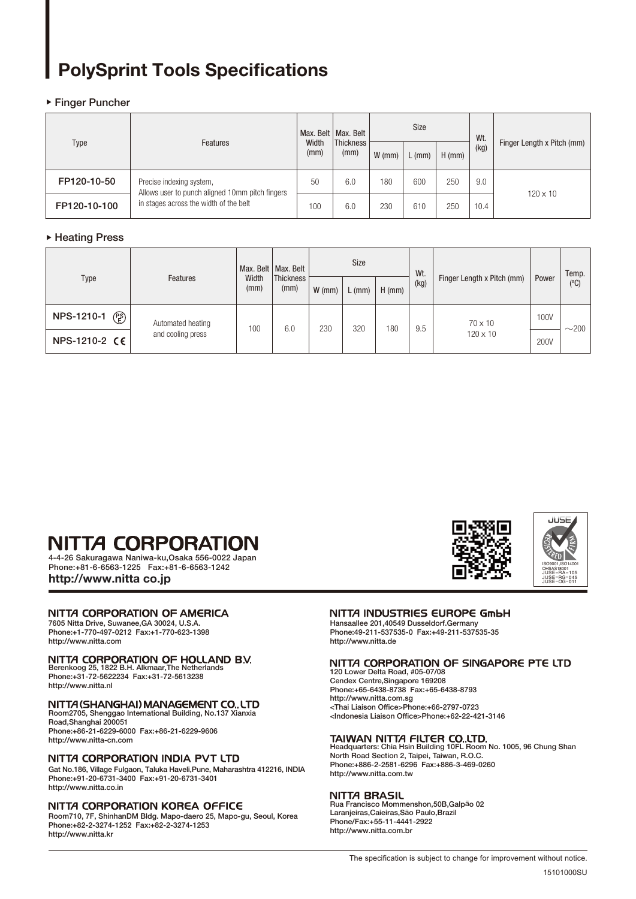# PolySprint Tools Specifications

▶ Finger Puncher

| Type | Features | Max. Belt Width (mm) | Max. Belt Thickness (mm) | Size | | | Wt. (kg) | Finger Length x Pitch (mm) |
|---|---|---|---|---|---|---|---|---|
| | | | | W (mm) | L (mm) | H (mm) | | |
| FP120-10-50 | Precise indexing system, Allows user to punch aligned 10mm pitch fingers in stages across the width of the belt | 50 | 6.0 | 180 | 600 | 250 | 9.0 | 120 x 10 |
| FP120-10-100 | | 100 | 6.0 | 230 | 610 | 250 | 10.4 | |

▶ Heating Press

| Type | Features | Max. Belt Width (mm) | Max. Belt Thickness (mm) | Size | | | Wt. (kg) | Finger Length x Pitch (mm) | Power | Temp. (ºC) |
|---|---|---|---|---|---|---|---|---|---|---|
| | | | | W (mm) | L (mm) | H (mm) | | | | |
| NPS-1210-1 (PSE) | Automated heating and cooling press | 100 | 6.0 | 230 | 320 | 180 | 9.5 | 70 x 10<br>120 x 10 | 100V | ～200 |
| NPS-1210-2 CE | | | | | | | | | 200V | |

**NITTA CORPORATION**
4-4-26 Sakuragawa Naniwa-ku,Osaka 556-0022 Japan
Phone:+81-6-6563-1225 Fax:+81-6-6563-1242
**http://www.nitta co.jp**

JUSE REGISTERED FIRM
ISO9001,ISO14001
OHSAS18001
JUSE−RA−105
JUSE−RG−045
JUSE−OG−011

**NITTA CORPORATION OF AMERICA**
7605 Nitta Drive, Suwanee,GA 30024, U.S.A.
Phone:+1-770-497-0212 Fax:+1-770-623-1398
http://www.nitta.com

**NITTA CORPORATION OF HOLLAND B.V.**
Berenkoog 25, 1822 B.H. Alkmaar,The Netherlands
Phone:+31-72-5622234 Fax:+31-72-5613238
http://www.nitta.nl

**NITTA(SHANGHAI) MANAGEMENT CO., LTD**
Room2705, Shenggao International Building, No.137 Xianxia Road,Shanghai 200051
Phone:+86-21-6229-6000 Fax:+86-21-6229-9606
http://www.nitta-cn.com

**NITTA CORPORATION INDIA PVT LTD**
Gat No.186, Village Fulgaon, Taluka Haveli,Pune, Maharashtra 412216, INDIA
Phone:+91-20-6731-3400 Fax:+91-20-6731-3401
http://www.nitta.co.in

**NITTA CORPORATION KOREA OFFICE**
Room710, 7F, ShinhanDM Bldg. Mapo-daero 25, Mapo-gu, Seoul, Korea
Phone:+82-2-3274-1252 Fax:+82-2-3274-1253
http://www.nitta.kr

**NITTA INDUSTRIES EUROPE GmbH**
Hansaallee 201,40549 Dusseldorf.Germany
Phone:49-211-537535-0 Fax:+49-211-537535-35
http://www.nitta.de

**NITTA CORPORATION OF SINGAPORE PTE LTD**
120 Lower Delta Road, #05-07/08
Cendex Centre,Singapore 169208
Phone:+65-6438-8738 Fax:+65-6438-8793
http://www.nitta.com.sg
<Thai Liaison Office>Phone:+66-2797-0723
<Indonesia Liaison Office>Phone:+62-22-421-3146

**TAIWAN NITTA FILTER CO.,LTD.**
Headquarters: Chia Hsin Building 10FL Room No. 1005, 96 Chung Shan North Road Section 2, Taipei, Taiwan, R.O.C.
Phone:+886-2-2581-6296 Fax:+886-3-469-0260
http://www.nitta.com.tw

**NITTA BRASIL**
Rua Francisco Mommenshon,50B,Galpão 02
Laranjeiras,Caieiras,São Paulo,Brazil
Phone/Fax:+55-11-4441-2922
http://www.nitta.com.br

The specification is subject to change for improvement without notice.

15101000SU